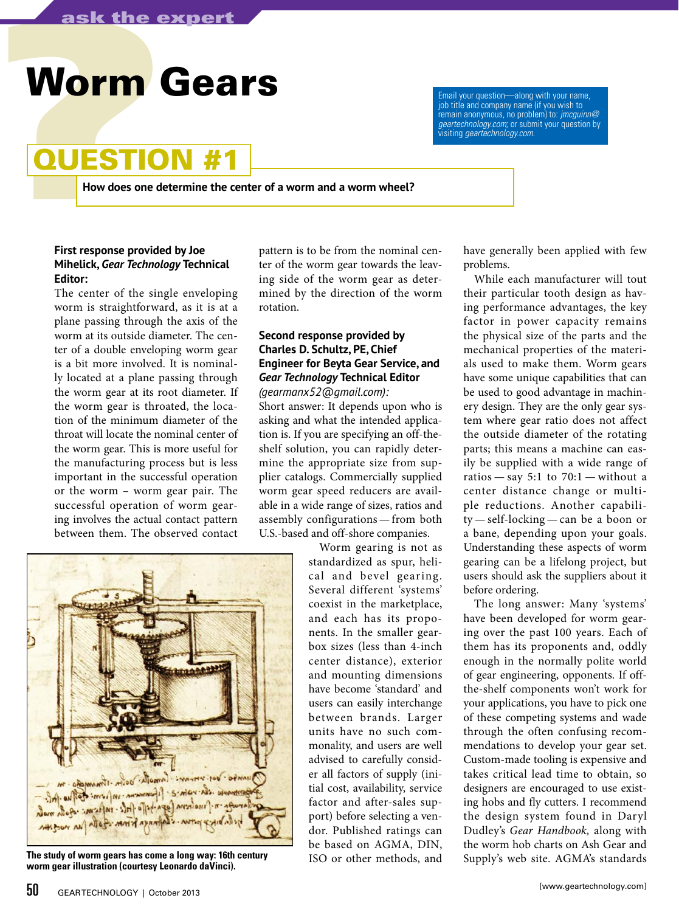# Worm Gears

Email your question—along with your name, job title and company name (if you wish to remain anonymous, no problem) to: *jmcguinn@geartechnology.com*; or submit your question by visiting *geartechnology.com*.

## QUESTION #1

**How does one determine the center of a worm and a worm wheel?**

**First response provided by Joe Mihelick, *Gear Technology* Technical Editor:**

The center of the single enveloping worm is straightforward, as it is at a plane passing through the axis of the worm at its outside diameter. The center of a double enveloping worm gear is a bit more involved. It is nominally located at a plane passing through the worm gear at its root diameter. If the worm gear is throated, the location of the minimum diameter of the throat will locate the nominal center of the worm gear. This is more useful for the manufacturing process but is less important in the successful operation or the worm – worm gear pair. The successful operation of worm gearing involves the actual contact pattern between them. The observed contact pattern is to be from the nominal center of the worm gear towards the leaving side of the worm gear as determined by the direction of the worm rotation.

**Second response provided by Charles D. Schultz, PE, Chief Engineer for Beyta Gear Service, and *Gear Technology* Technical Editor** *(gearmanx52@gmail.com):*

Short answer: It depends upon who is asking and what the intended application is. If you are specifying an off-the-shelf solution, you can rapidly determine the appropriate size from supplier catalogs. Commercially supplied worm gear speed reducers are available in a wide range of sizes, ratios and assembly configurations — from both U.S.-based and off-shore companies.

Worm gearing is not as standardized as spur, helical and bevel gearing. Several different 'systems' coexist in the marketplace, and each has its proponents. In the smaller gearbox sizes (less than 4-inch center distance), exterior and mounting dimensions have become 'standard' and users can easily interchange between brands. Larger units have no such commonality, and users are well advised to carefully consider all factors of supply (initial cost, availability, service factor and after-sales support) before selecting a vendor. Published ratings can be based on AGMA, DIN, ISO or other methods, and have generally been applied with few problems.

While each manufacturer will tout their particular tooth design as having performance advantages, the key factor in power capacity remains the physical size of the parts and the mechanical properties of the materials used to make them. Worm gears have some unique capabilities that can be used to good advantage in machinery design. They are the only gear system where gear ratio does not affect the outside diameter of the rotating parts; this means a machine can easily be supplied with a wide range of ratios — say 5:1 to 70:1 — without a center distance change or multiple reductions. Another capability — self-locking — can be a boon or a bane, depending upon your goals. Understanding these aspects of worm gearing can be a lifelong project, but users should ask the suppliers about it before ordering.

The long answer: Many 'systems' have been developed for worm gearing over the past 100 years. Each of them has its proponents and, oddly enough in the normally polite world of gear engineering, opponents. If off-the-shelf components won't work for your applications, you have to pick one of these competing systems and wade through the often confusing recommendations to develop your gear set. Custom-made tooling is expensive and takes critical lead time to obtain, so designers are encouraged to use existing hobs and fly cutters. I recommend the design system found in Daryl Dudley's *Gear Handbook*, along with the worm hob charts on Ash Gear and Supply's web site. AGMA's standards

**The study of worm gears has come a long way: 16th century worm gear illustration (courtesy Leonardo daVinci).**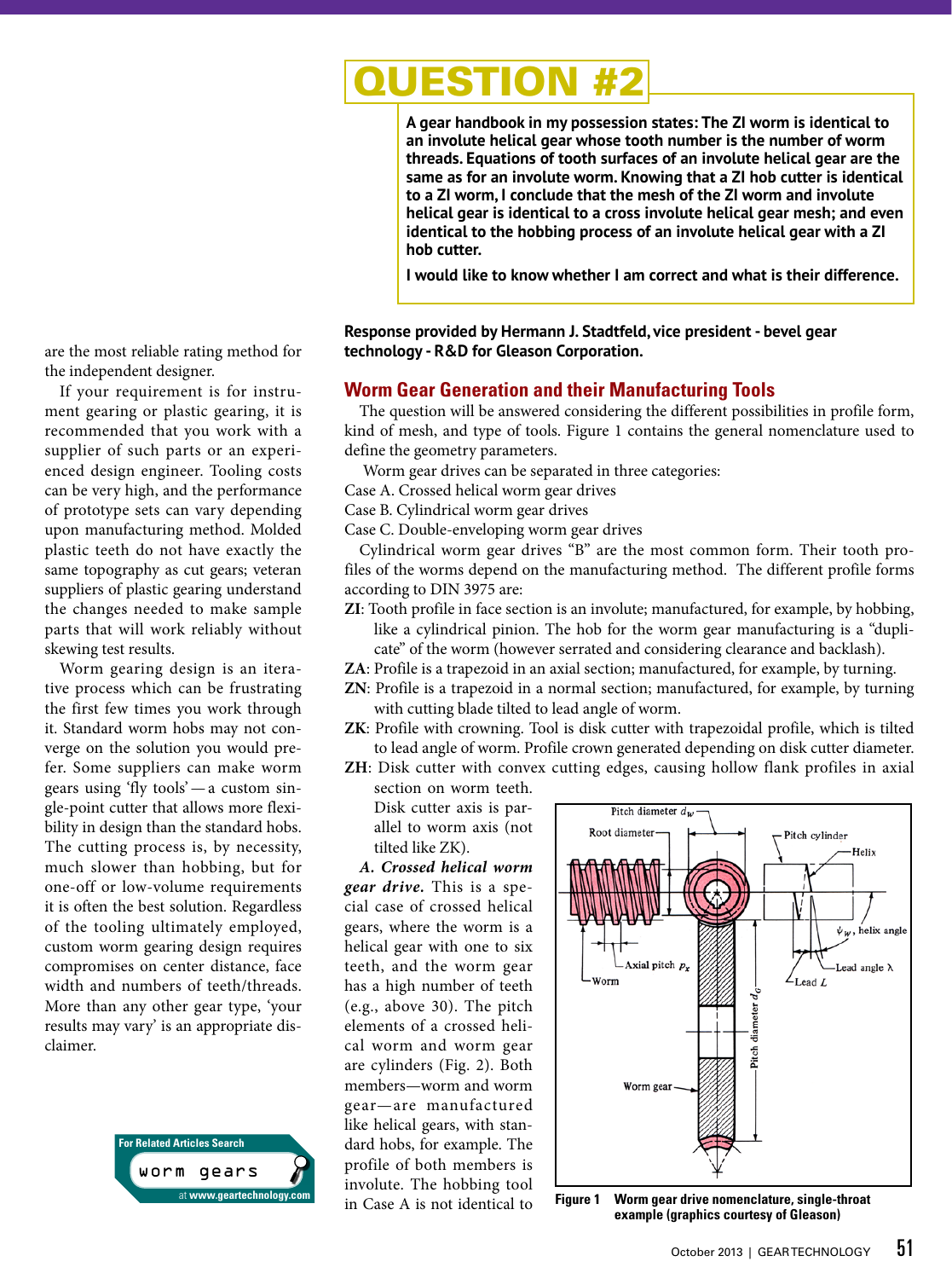are the most reliable rating method for the independent designer.

If your requirement is for instrument gearing or plastic gearing, it is recommended that you work with a supplier of such parts or an experienced design engineer. Tooling costs can be very high, and the performance of prototype sets can vary depending upon manufacturing method. Molded plastic teeth do not have exactly the same topography as cut gears; veteran suppliers of plastic gearing understand the changes needed to make sample parts that will work reliably without skewing test results.

Worm gearing design is an iterative process which can be frustrating the first few times you work through it. Standard worm hobs may not converge on the solution you would prefer. Some suppliers can make worm gears using 'fly tools'—a custom single-point cutter that allows more flexibility in design than the standard hobs. The cutting process is, by necessity, much slower than hobbing, but for one-off or low-volume requirements it is often the best solution. Regardless of the tooling ultimately employed, custom worm gearing design requires compromises on center distance, face width and numbers of teeth/threads. More than any other gear type, 'your results may vary' is an appropriate disclaimer.

For Related Articles Search

worm gears

at www.geartechnology.com

# QUESTION #2

**A gear handbook in my possession states: The ZI worm is identical to an involute helical gear whose tooth number is the number of worm threads. Equations of tooth surfaces of an involute helical gear are the same as for an involute worm. Knowing that a ZI hob cutter is identical to a ZI worm, I conclude that the mesh of the ZI worm and involute helical gear is identical to a cross involute helical gear mesh; and even identical to the hobbing process of an involute helical gear with a ZI hob cutter.**

**I would like to know whether I am correct and what is their difference.**

**Response provided by Hermann J. Stadtfeld, vice president - bevel gear technology - R&D for Gleason Corporation.**

## Worm Gear Generation and their Manufacturing Tools

The question will be answered considering the different possibilities in profile form, kind of mesh, and type of tools. Figure 1 contains the general nomenclature used to define the geometry parameters.

Worm gear drives can be separated in three categories:

Case A. Crossed helical worm gear drives
Case B. Cylindrical worm gear drives
Case C. Double-enveloping worm gear drives

Cylindrical worm gear drives "B" are the most common form. Their tooth profiles of the worms depend on the manufacturing method. The different profile forms according to DIN 3975 are:

**ZI**: Tooth profile in face section is an involute; manufactured, for example, by hobbing, like a cylindrical pinion. The hob for the worm gear manufacturing is a "duplicate" of the worm (however serrated and considering clearance and backlash).

**ZA**: Profile is a trapezoid in an axial section; manufactured, for example, by turning.

**ZN**: Profile is a trapezoid in a normal section; manufactured, for example, by turning with cutting blade tilted to lead angle of worm.

**ZK**: Profile with crowning. Tool is disk cutter with trapezoidal profile, which is tilted to lead angle of worm. Profile crown generated depending on disk cutter diameter.

**ZH**: Disk cutter with convex cutting edges, causing hollow flank profiles in axial section on worm teeth. Disk cutter axis is parallel to worm axis (not tilted like ZK).

***A. Crossed helical worm gear drive.*** This is a special case of crossed helical gears, where the worm is a helical gear with one to six teeth, and the worm gear has a high number of teeth (e.g., above 30). The pitch elements of a crossed helical worm and worm gear are cylinders (Fig. 2). Both members—worm and worm gear—are manufactured like helical gears, with standard hobs, for example. The profile of both members is involute. The hobbing tool in Case A is not identical to

**Figure 1** Worm gear drive nomenclature, single-throat example (graphics courtesy of Gleason)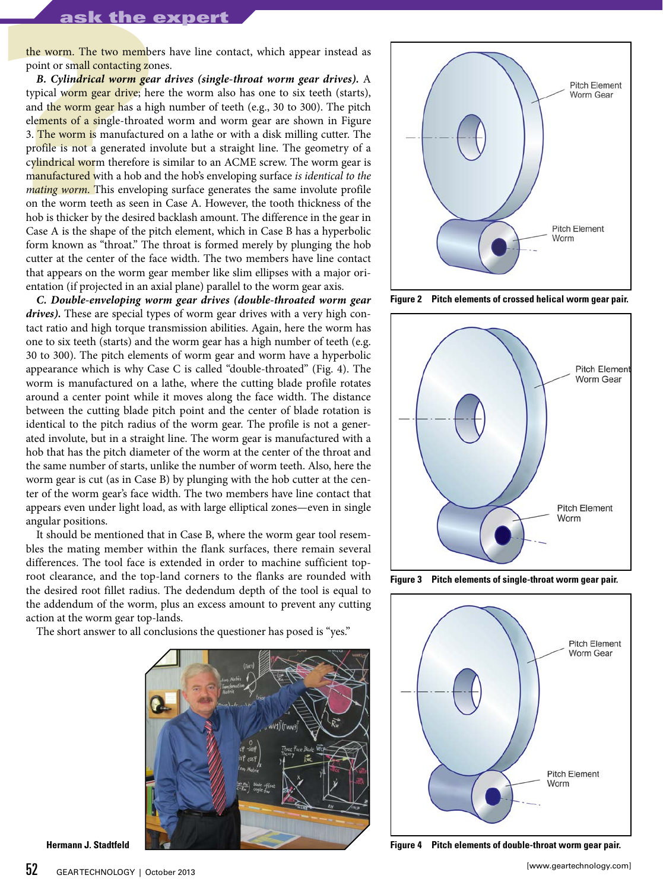the worm. The two members have line contact, which appear instead as point or small contacting zones.

***B. Cylindrical worm gear drives (single-throat worm gear drives).*** A typical worm gear drive; here the worm also has one to six teeth (starts), and the worm gear has a high number of teeth (e.g., 30 to 300). The pitch elements of a single-throated worm and worm gear are shown in Figure 3. The worm is manufactured on a lathe or with a disk milling cutter. The profile is not a generated involute but a straight line. The geometry of a cylindrical worm therefore is similar to an ACME screw. The worm gear is manufactured with a hob and the hob's enveloping surface *is identical to the mating worm.* This enveloping surface generates the same involute profile on the worm teeth as seen in Case A. However, the tooth thickness of the hob is thicker by the desired backlash amount. The difference in the gear in Case A is the shape of the pitch element, which in Case B has a hyperbolic form known as "throat." The throat is formed merely by plunging the hob cutter at the center of the face width. The two members have line contact that appears on the worm gear member like slim ellipses with a major orientation (if projected in an axial plane) parallel to the worm gear axis.

***C. Double-enveloping worm gear drives (double-throated worm gear drives).*** These are special types of worm gear drives with a very high contact ratio and high torque transmission abilities. Again, here the worm has one to six teeth (starts) and the worm gear has a high number of teeth (e.g. 30 to 300). The pitch elements of worm gear and worm have a hyperbolic appearance which is why Case C is called "double-throated" (Fig. 4). The worm is manufactured on a lathe, where the cutting blade profile rotates around a center point while it moves along the face width. The distance between the cutting blade pitch point and the center of blade rotation is identical to the pitch radius of the worm gear. The profile is not a generated involute, but in a straight line. The worm gear is manufactured with a hob that has the pitch diameter of the worm at the center of the throat and the same number of starts, unlike the number of worm teeth. Also, here the worm gear is cut (as in Case B) by plunging with the hob cutter at the center of the worm gear's face width. The two members have line contact that appears even under light load, as with large elliptical zones—even in single angular positions.

It should be mentioned that in Case B, where the worm gear tool resembles the mating member within the flank surfaces, there remain several differences. The tool face is extended in order to machine sufficient top-root clearance, and the top-land corners to the flanks are rounded with the desired root fillet radius. The dedendum depth of the tool is equal to the addendum of the worm, plus an excess amount to prevent any cutting action at the worm gear top-lands.

The short answer to all conclusions the questioner has posed is "yes."

Hermann J. Stadtfeld

Pitch Element Worm Gear

Pitch Element Worm

**Figure 2 Pitch elements of crossed helical worm gear pair.**

Pitch Element Worm Gear

Pitch Element Worm

**Figure 3 Pitch elements of single-throat worm gear pair.**

Pitch Element Worm Gear

Pitch Element Worm

**Figure 4 Pitch elements of double-throat worm gear pair.**